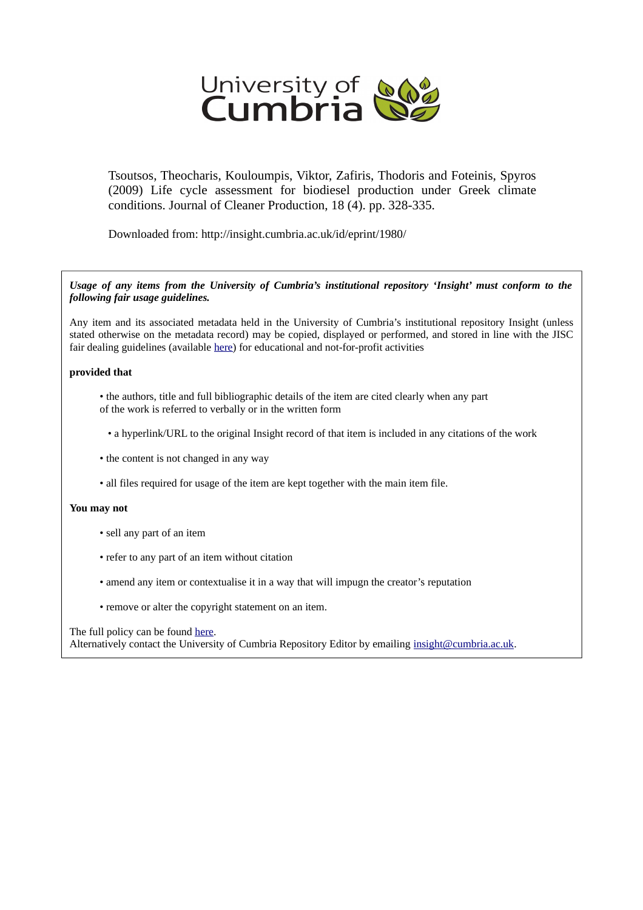University of Cumbria

Tsoutsos, Theocharis, Kouloumpis, Viktor, Zafiris, Thodoris and Foteinis, Spyros (2009) Life cycle assessment for biodiesel production under Greek climate conditions. Journal of Cleaner Production, 18 (4). pp. 328-335.

Downloaded from: http://insight.cumbria.ac.uk/id/eprint/1980/

***Usage of any items from the University of Cumbria's institutional repository 'Insight' must conform to the following fair usage guidelines.***

Any item and its associated metadata held in the University of Cumbria's institutional repository Insight (unless stated otherwise on the metadata record) may be copied, displayed or performed, and stored in line with the JISC fair dealing guidelines (available here) for educational and not-for-profit activities

**provided that**

- the authors, title and full bibliographic details of the item are cited clearly when any part of the work is referred to verbally or in the written form
- a hyperlink/URL to the original Insight record of that item is included in any citations of the work
- the content is not changed in any way
- all files required for usage of the item are kept together with the main item file.

**You may not**

- sell any part of an item
- refer to any part of an item without citation
- amend any item or contextualise it in a way that will impugn the creator's reputation
- remove or alter the copyright statement on an item.

The full policy can be found here.
Alternatively contact the University of Cumbria Repository Editor by emailing insight@cumbria.ac.uk.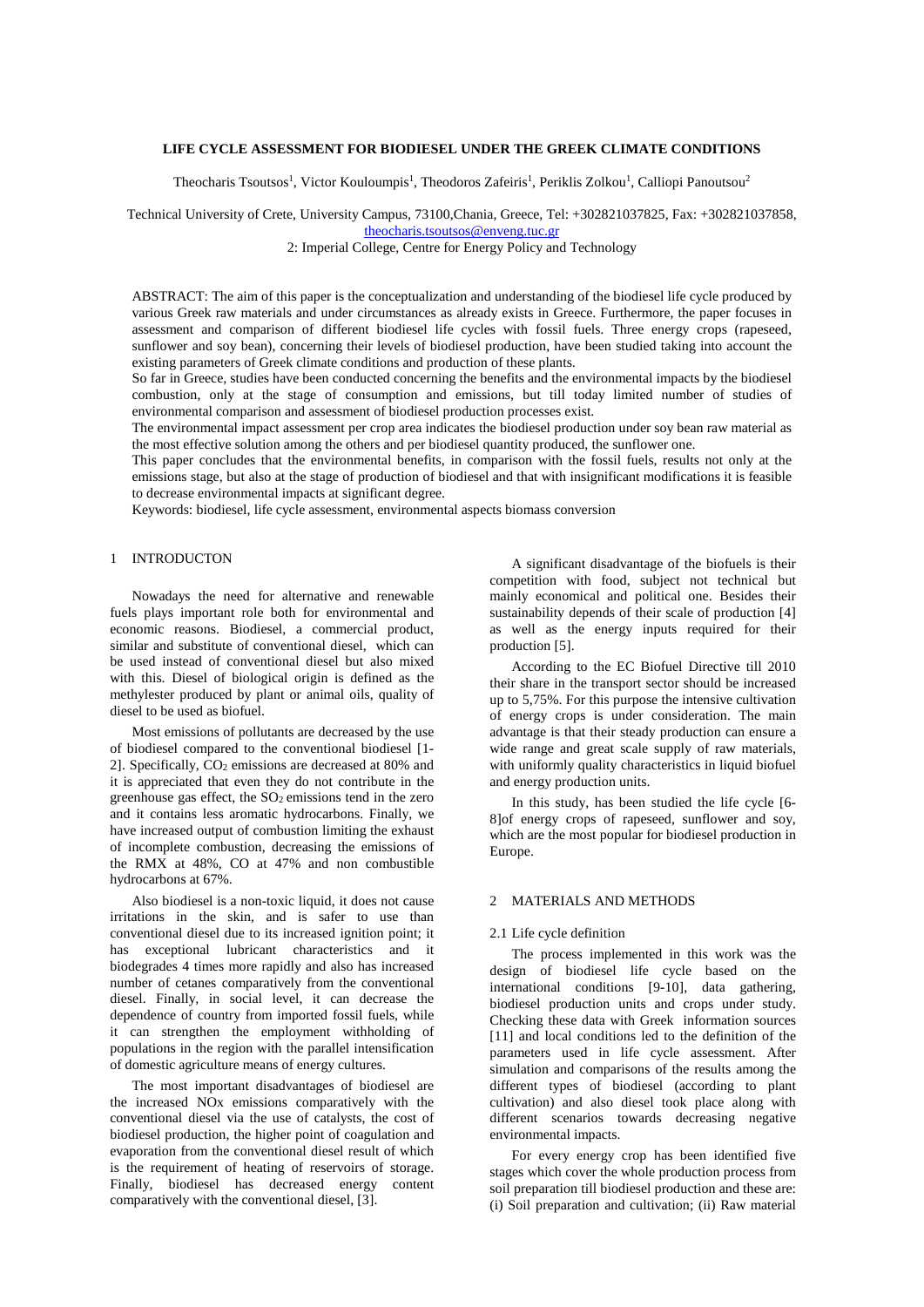**LIFE CYCLE ASSESSMENT FOR BIODIESEL UNDER THE GREEK CLIMATE CONDITIONS**

Theocharis Tsoutsos[1], Victor Kouloumpis[1], Theodoros Zafeiris[1], Periklis Zolkou[1], Calliopi Panoutsou[2]

Technical University of Crete, University Campus, 73100,Chania, Greece, Tel: +302821037825, Fax: +302821037858, theocharis.tsoutsos@enveng.tuc.gr

2: Imperial College, Centre for Energy Policy and Technology

ABSTRACT: The aim of this paper is the conceptualization and understanding of the biodiesel life cycle produced by various Greek raw materials and under circumstances as already exists in Greece. Furthermore, the paper focuses in assessment and comparison of different biodiesel life cycles with fossil fuels. Three energy crops (rapeseed, sunflower and soy bean), concerning their levels of biodiesel production, have been studied taking into account the existing parameters of Greek climate conditions and production of these plants.

So far in Greece, studies have been conducted concerning the benefits and the environmental impacts by the biodiesel combustion, only at the stage of consumption and emissions, but till today limited number of studies of environmental comparison and assessment of biodiesel production processes exist.

The environmental impact assessment per crop area indicates the biodiesel production under soy bean raw material as the most effective solution among the others and per biodiesel quantity produced, the sunflower one.

This paper concludes that the environmental benefits, in comparison with the fossil fuels, results not only at the emissions stage, but also at the stage of production of biodiesel and that with insignificant modifications it is feasible to decrease environmental impacts at significant degree.

Keywords: biodiesel, life cycle assessment, environmental aspects biomass conversion

## 1 INTRODUCTON

Nowadays the need for alternative and renewable fuels plays important role both for environmental and economic reasons. Biodiesel, a commercial product, similar and substitute of conventional diesel, which can be used instead of conventional diesel but also mixed with this. Diesel of biological origin is defined as the methylester produced by plant or animal oils, quality of diesel to be used as biofuel.

Most emissions of pollutants are decreased by the use of biodiesel compared to the conventional biodiesel [1-2]. Specifically, $CO_2$ emissions are decreased at 80% and it is appreciated that even they do not contribute in the greenhouse gas effect, the $SO_2$ emissions tend in the zero and it contains less aromatic hydrocarbons. Finally, we have increased output of combustion limiting the exhaust of incomplete combustion, decreasing the emissions of the RMX at 48%, CO at 47% and non combustible hydrocarbons at 67%.

Also biodiesel is a non-toxic liquid, it does not cause irritations in the skin, and is safer to use than conventional diesel due to its increased ignition point; it has exceptional lubricant characteristics and it biodegrades 4 times more rapidly and also has increased number of cetanes comparatively from the conventional diesel. Finally, in social level, it can decrease the dependence of country from imported fossil fuels, while it can strengthen the employment withholding of populations in the region with the parallel intensification of domestic agriculture means of energy cultures.

The most important disadvantages of biodiesel are the increased NOx emissions comparatively with the conventional diesel via the use of catalysts, the cost of biodiesel production, the higher point of coagulation and evaporation from the conventional diesel result of which is the requirement of heating of reservoirs of storage. Finally, biodiesel has decreased energy content comparatively with the conventional diesel, [3].

A significant disadvantage of the biofuels is their competition with food, subject not technical but mainly economical and political one. Besides their sustainability depends of their scale of production [4] as well as the energy inputs required for their production [5].

According to the EC Biofuel Directive till 2010 their share in the transport sector should be increased up to 5,75%. For this purpose the intensive cultivation of energy crops is under consideration. The main advantage is that their steady production can ensure a wide range and great scale supply of raw materials, with uniformly quality characteristics in liquid biofuel and energy production units.

In this study, has been studied the life cycle [6-8]of energy crops of rapeseed, sunflower and soy, which are the most popular for biodiesel production in Europe.

## 2 MATERIALS AND METHODS

### 2.1 Life cycle definition

The process implemented in this work was the design of biodiesel life cycle based on the international conditions [9-10], data gathering, biodiesel production units and crops under study. Checking these data with Greek information sources [11] and local conditions led to the definition of the parameters used in life cycle assessment. After simulation and comparisons of the results among the different types of biodiesel (according to plant cultivation) and also diesel took place along with different scenarios towards decreasing negative environmental impacts.

For every energy crop has been identified five stages which cover the whole production process from soil preparation till biodiesel production and these are: (i) Soil preparation and cultivation; (ii) Raw material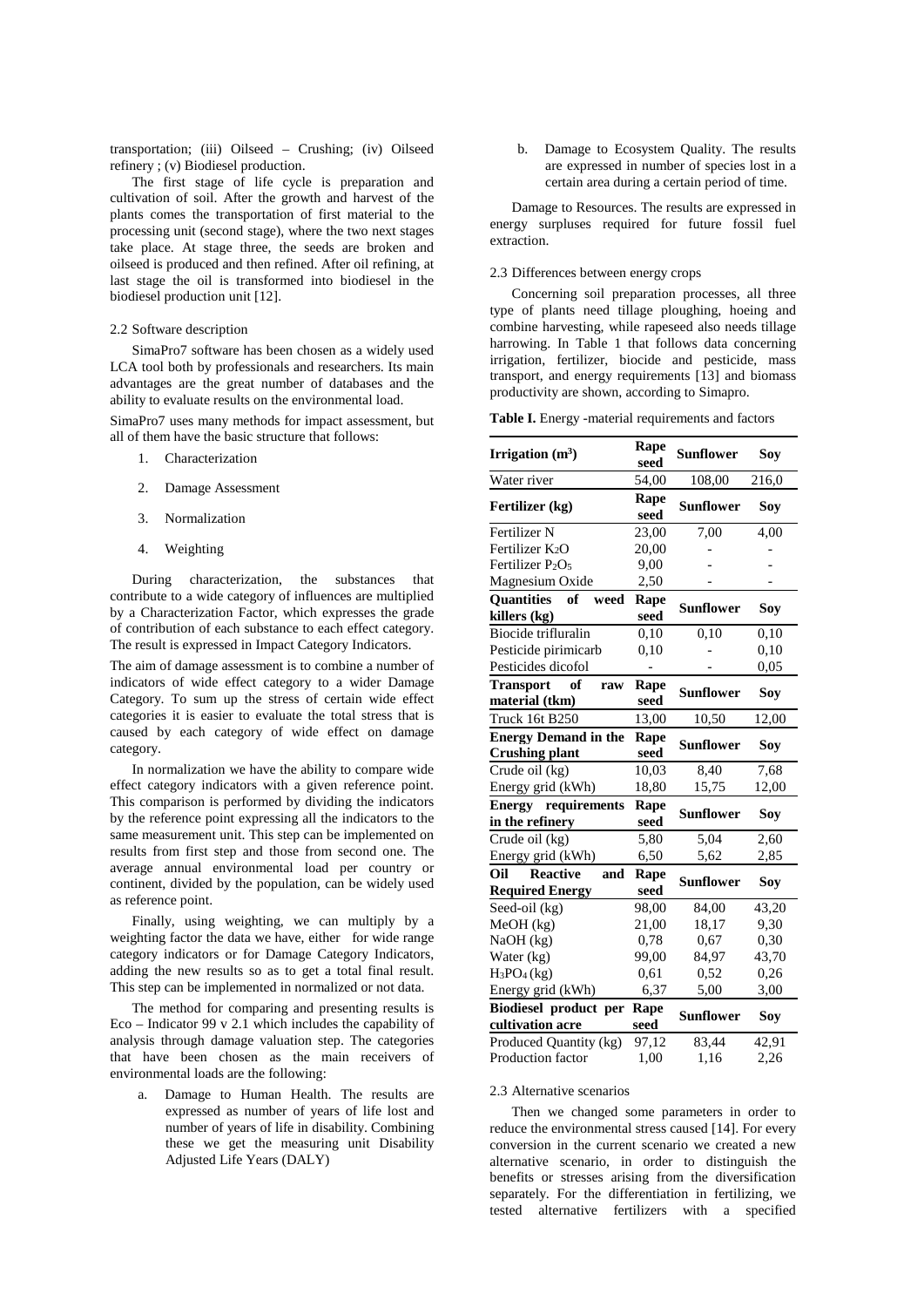transportation; (iii) Oilseed – Crushing; (iv) Oilseed refinery ; (v) Biodiesel production.

The first stage of life cycle is preparation and cultivation of soil. After the growth and harvest of the plants comes the transportation of first material to the processing unit (second stage), where the two next stages take place. At stage three, the seeds are broken and oilseed is produced and then refined. After oil refining, at last stage the oil is transformed into biodiesel in the biodiesel production unit [12].

### 2.2 Software description

SimaPro7 software has been chosen as a widely used LCA tool both by professionals and researchers. Its main advantages are the great number of databases and the ability to evaluate results on the environmental load.

SimaPro7 uses many methods for impact assessment, but all of them have the basic structure that follows:

1. Characterization
2. Damage Assessment
3. Normalization
4. Weighting

During characterization, the substances that contribute to a wide category of influences are multiplied by a Characterization Factor, which expresses the grade of contribution of each substance to each effect category. The result is expressed in Impact Category Indicators.

The aim of damage assessment is to combine a number of indicators of wide effect category to a wider Damage Category. To sum up the stress of certain wide effect categories it is easier to evaluate the total stress that is caused by each category of wide effect on damage category.

In normalization we have the ability to compare wide effect category indicators with a given reference point. This comparison is performed by dividing the indicators by the reference point expressing all the indicators to the same measurement unit. This step can be implemented on results from first step and those from second one. The average annual environmental load per country or continent, divided by the population, can be widely used as reference point.

Finally, using weighting, we can multiply by a weighting factor the data we have, either for wide range category indicators or for Damage Category Indicators, adding the new results so as to get a total final result. This step can be implemented in normalized or not data.

The method for comparing and presenting results is Eco – Indicator 99 v 2.1 which includes the capability of analysis through damage valuation step. The categories that have been chosen as the main receivers of environmental loads are the following:

a. Damage to Human Health. The results are expressed as number of years of life lost and number of years of life in disability. Combining these we get the measuring unit Disability Adjusted Life Years (DALY)
b. Damage to Ecosystem Quality. The results are expressed in number of species lost in a certain area during a certain period of time.

Damage to Resources. The results are expressed in energy surpluses required for future fossil fuel extraction.

### 2.3 Differences between energy crops

Concerning soil preparation processes, all three type of plants need tillage ploughing, hoeing and combine harvesting, while rapeseed also needs tillage harrowing. In Table 1 that follows data concerning irrigation, fertilizer, biocide and pesticide, mass transport, and energy requirements [13] and biomass productivity are shown, according to Simapro.

**Table I.** Energy -material requirements and factors

| **Irrigation ($m^3$)** | **Rape seed** | **Sunflower** | **Soy** |
|---|---|---|---|
| Water river | 54,00 | 108,00 | 216,0 |
| **Fertilizer (kg)** | **Rape seed** | **Sunflower** | **Soy** |
| Fertilizer N | 23,00 | 7,00 | 4,00 |
| Fertilizer $K_2O$ | 20,00 | - | - |
| Fertilizer $P_2O_5$ | 9,00 | - | - |
| Magnesium Oxide | 2,50 | - | - |
| **Quantities of weed killers (kg)** | **Rape seed** | **Sunflower** | **Soy** |
| Biocide trifluralin | 0,10 | 0,10 | 0,10 |
| Pesticide pirimicarb | 0,10 | - | 0,10 |
| Pesticides dicofol | - | - | 0,05 |
| **Transport of raw material (tkm)** | **Rape seed** | **Sunflower** | **Soy** |
| Truck 16t B250 | 13,00 | 10,50 | 12,00 |
| **Energy Demand in the Crushing plant** | **Rape seed** | **Sunflower** | **Soy** |
| Crude oil (kg) | 10,03 | 8,40 | 7,68 |
| Energy grid (kWh) | 18,80 | 15,75 | 12,00 |
| **Energy requirements in the refinery** | **Rape seed** | **Sunflower** | **Soy** |
| Crude oil (kg) | 5,80 | 5,04 | 2,60 |
| Energy grid (kWh) | 6,50 | 5,62 | 2,85 |
| **Oil Reactive and Required Energy** | **Rape seed** | **Sunflower** | **Soy** |
| Seed-oil (kg) | 98,00 | 84,00 | 43,20 |
| MeOH (kg) | 21,00 | 18,17 | 9,30 |
| NaOH (kg) | 0,78 | 0,67 | 0,30 |
| Water (kg) | 99,00 | 84,97 | 43,70 |
| $H_3PO_4$ (kg) | 0,61 | 0,52 | 0,26 |
| Energy grid (kWh) | 6,37 | 5,00 | 3,00 |
| **Biodiesel product per cultivation acre** | **Rape seed** | **Sunflower** | **Soy** |
| Produced Quantity (kg) | 97,12 | 83,44 | 42,91 |
| Production factor | 1,00 | 1,16 | 2,26 |

### 2.3 Alternative scenarios

Then we changed some parameters in order to reduce the environmental stress caused [14]. For every conversion in the current scenario we created a new alternative scenario, in order to distinguish the benefits or stresses arising from the diversification separately. For the differentiation in fertilizing, we tested alternative fertilizers with a specified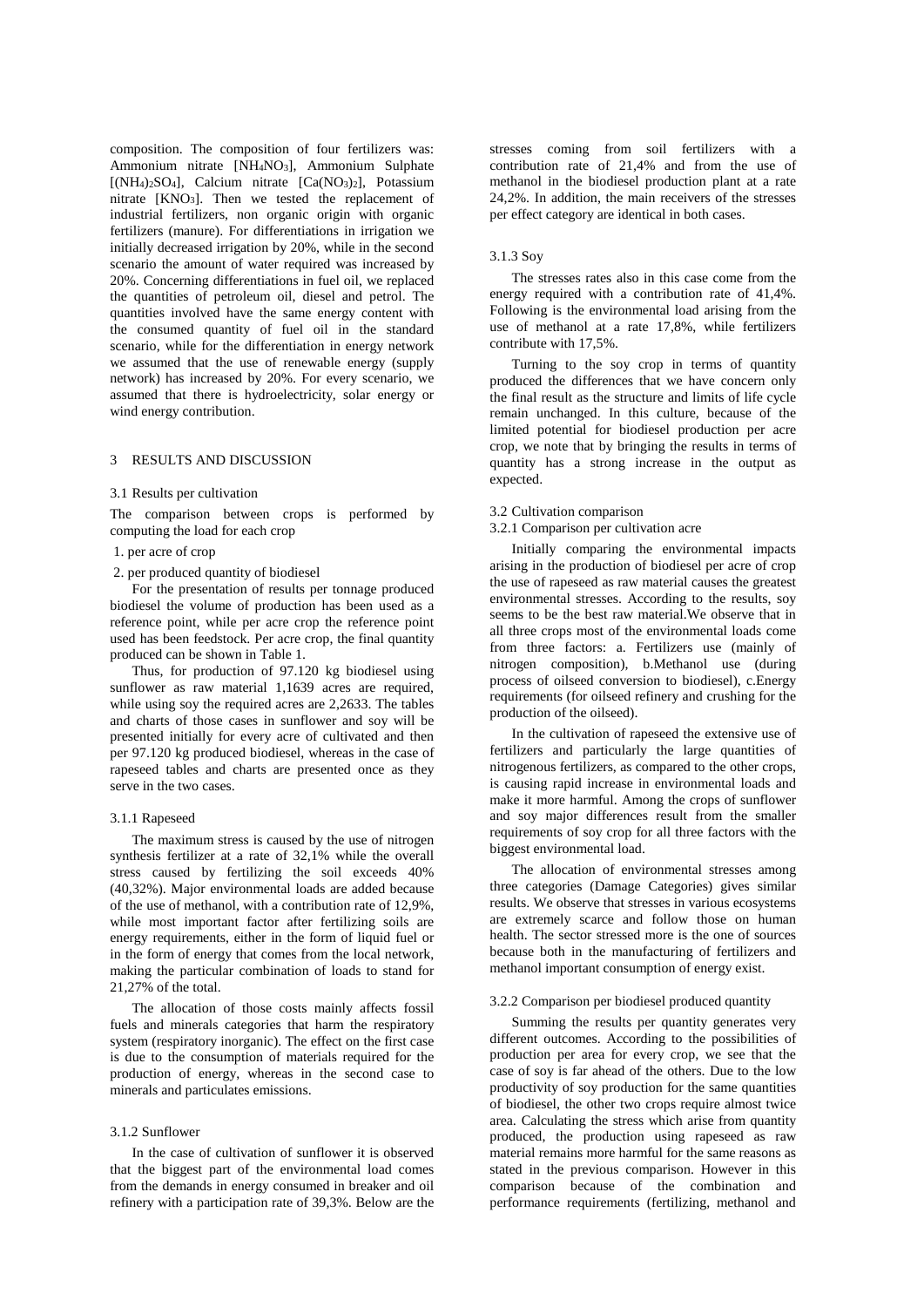composition. The composition of four fertilizers was: Ammonium nitrate [$NH_4NO_3$], Ammonium Sulphate [$(NH_4)_2SO_4$], Calcium nitrate [$Ca(NO_3)_2$], Potassium nitrate [$KNO_3$]. Then we tested the replacement of industrial fertilizers, non organic origin with organic fertilizers (manure). For differentiations in irrigation we initially decreased irrigation by 20%, while in the second scenario the amount of water required was increased by 20%. Concerning differentiations in fuel oil, we replaced the quantities of petroleum oil, diesel and petrol. The quantities involved have the same energy content with the consumed quantity of fuel oil in the standard scenario, while for the differentiation in energy network we assumed that the use of renewable energy (supply network) has increased by 20%. For every scenario, we assumed that there is hydroelectricity, solar energy or wind energy contribution.

## 3 RESULTS AND DISCUSSION

### 3.1 Results per cultivation

The comparison between crops is performed by computing the load for each crop

1. per acre of crop
2. per produced quantity of biodiesel

For the presentation of results per tonnage produced biodiesel the volume of production has been used as a reference point, while per acre crop the reference point used has been feedstock. Per acre crop, the final quantity produced can be shown in Table 1.

Thus, for production of 97.120 kg biodiesel using sunflower as raw material 1,1639 acres are required, while using soy the required acres are 2,2633. The tables and charts of those cases in sunflower and soy will be presented initially for every acre of cultivated and then per 97.120 kg produced biodiesel, whereas in the case of rapeseed tables and charts are presented once as they serve in the two cases.

#### 3.1.1 Rapeseed

The maximum stress is caused by the use of nitrogen synthesis fertilizer at a rate of 32,1% while the overall stress caused by fertilizing the soil exceeds 40% (40,32%). Major environmental loads are added because of the use of methanol, with a contribution rate of 12,9%, while most important factor after fertilizing soils are energy requirements, either in the form of liquid fuel or in the form of energy that comes from the local network, making the particular combination of loads to stand for 21,27% of the total.

The allocation of those costs mainly affects fossil fuels and minerals categories that harm the respiratory system (respiratory inorganic). The effect on the first case is due to the consumption of materials required for the production of energy, whereas in the second case to minerals and particulates emissions.

#### 3.1.2 Sunflower

In the case of cultivation of sunflower it is observed that the biggest part of the environmental load comes from the demands in energy consumed in breaker and oil refinery with a participation rate of 39,3%. Below are the stresses coming from soil fertilizers with a contribution rate of 21,4% and from the use of methanol in the biodiesel production plant at a rate 24,2%. In addition, the main receivers of the stresses per effect category are identical in both cases.

#### 3.1.3 Soy

The stresses rates also in this case come from the energy required with a contribution rate of 41,4%. Following is the environmental load arising from the use of methanol at a rate 17,8%, while fertilizers contribute with 17,5%.

Turning to the soy crop in terms of quantity produced the differences that we have concern only the final result as the structure and limits of life cycle remain unchanged. In this culture, because of the limited potential for biodiesel production per acre crop, we note that by bringing the results in terms of quantity has a strong increase in the output as expected.

### 3.2 Cultivation comparison

#### 3.2.1 Comparison per cultivation acre

Initially comparing the environmental impacts arising in the production of biodiesel per acre of crop the use of rapeseed as raw material causes the greatest environmental stresses. According to the results, soy seems to be the best raw material.We observe that in all three crops most of the environmental loads come from three factors: a. Fertilizers use (mainly of nitrogen composition), b.Methanol use (during process of oilseed conversion to biodiesel), c.Energy requirements (for oilseed refinery and crushing for the production of the oilseed).

In the cultivation of rapeseed the extensive use of fertilizers and particularly the large quantities of nitrogenous fertilizers, as compared to the other crops, is causing rapid increase in environmental loads and make it more harmful. Among the crops of sunflower and soy major differences result from the smaller requirements of soy crop for all three factors with the biggest environmental load.

The allocation of environmental stresses among three categories (Damage Categories) gives similar results. We observe that stresses in various ecosystems are extremely scarce and follow those on human health. The sector stressed more is the one of sources because both in the manufacturing of fertilizers and methanol important consumption of energy exist.

#### 3.2.2 Comparison per biodiesel produced quantity

Summing the results per quantity generates very different outcomes. According to the possibilities of production per area for every crop, we see that the case of soy is far ahead of the others. Due to the low productivity of soy production for the same quantities of biodiesel, the other two crops require almost twice area. Calculating the stress which arise from quantity produced, the production using rapeseed as raw material remains more harmful for the same reasons as stated in the previous comparison. However in this comparison because of the combination and performance requirements (fertilizing, methanol and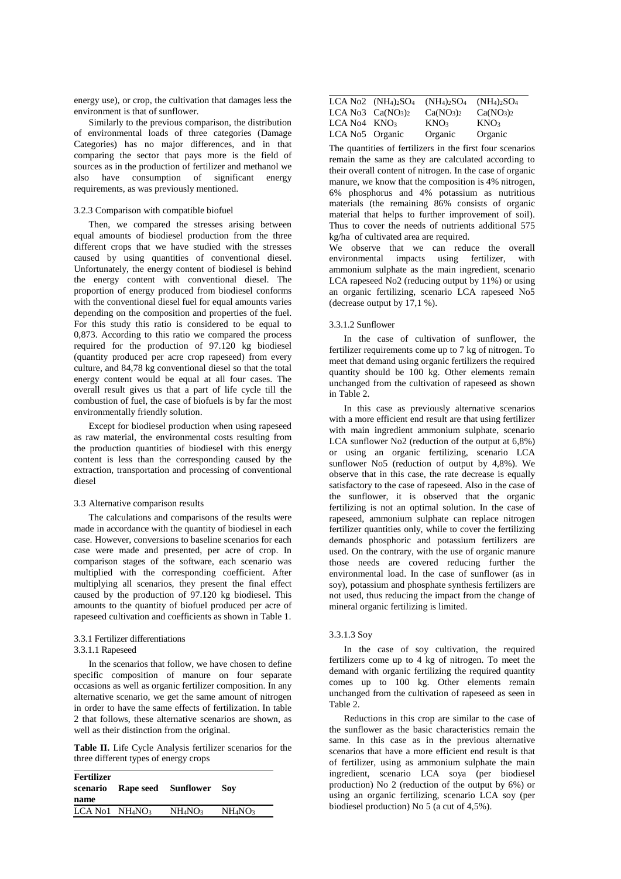energy use), or crop, the cultivation that damages less the environment is that of sunflower.

Similarly to the previous comparison, the distribution of environmental loads of three categories (Damage Categories) has no major differences, and in that comparing the sector that pays more is the field of sources as in the production of fertilizer and methanol we also have consumption of significant energy requirements, as was previously mentioned.

### 3.2.3 Comparison with compatible biofuel

Then, we compared the stresses arising between equal amounts of biodiesel production from the three different crops that we have studied with the stresses caused by using quantities of conventional diesel. Unfortunately, the energy content of biodiesel is behind the energy content with conventional diesel. The proportion of energy produced from biodiesel conforms with the conventional diesel fuel for equal amounts varies depending on the composition and properties of the fuel. For this study this ratio is considered to be equal to 0,873. According to this ratio we compared the process required for the production of 97.120 kg biodiesel (quantity produced per acre crop rapeseed) from every culture, and 84,78 kg conventional diesel so that the total energy content would be equal at all four cases. The overall result gives us that a part of life cycle till the combustion of fuel, the case of biofuels is by far the most environmentally friendly solution.

Except for biodiesel production when using rapeseed as raw material, the environmental costs resulting from the production quantities of biodiesel with this energy content is less than the corresponding caused by the extraction, transportation and processing of conventional diesel

### 3.3 Alternative comparison results

The calculations and comparisons of the results were made in accordance with the quantity of biodiesel in each case. However, conversions to baseline scenarios for each case were made and presented, per acre of crop. In comparison stages of the software, each scenario was multiplied with the corresponding coefficient. After multiplying all scenarios, they present the final effect caused by the production of 97.120 kg biodiesel. This amounts to the quantity of biofuel produced per acre of rapeseed cultivation and coefficients as shown in Table 1.

### 3.3.1 Fertilizer differentiations

#### 3.3.1.1 Rapeseed

In the scenarios that follow, we have chosen to define specific composition of manure on four separate occasions as well as organic fertilizer composition. In any alternative scenario, we get the same amount of nitrogen in order to have the same effects of fertilization. In table 2 that follows, these alternative scenarios are shown, as well as their distinction from the original.

**Table II.** Life Cycle Analysis fertilizer scenarios for the three different types of energy crops

| Fertilizer scenario name | Rape seed | Sunflower | Soy |
|---|---|---|---|
| LCA No1 | $NH_4NO_3$ | $NH_4NO_3$ | $NH_4NO_3$ |
| LCA No2 | $(NH_4)_2SO_4$ | $(NH_4)_2SO_4$ | $(NH_4)_2SO_4$ |
| LCA No3 | $Ca(NO_3)_2$ | $Ca(NO_3)_2$ | $Ca(NO_3)_2$ |
| LCA No4 | $KNO_3$ | $KNO_3$ | $KNO_3$ |
| LCA No5 | Organic | Organic | Organic |

The quantities of fertilizers in the first four scenarios remain the same as they are calculated according to their overall content of nitrogen. In the case of organic manure, we know that the composition is 4% nitrogen, 6% phosphorus and 4% potassium as nutritious materials (the remaining 86% consists of organic material that helps to further improvement of soil). Thus to cover the needs of nutrients additional 575 kg/ha of cultivated area are required.

We observe that we can reduce the overall environmental impacts using fertilizer, with ammonium sulphate as the main ingredient, scenario LCA rapeseed No2 (reducing output by 11%) or using an organic fertilizing, scenario LCA rapeseed No5 (decrease output by 17,1 %).

#### 3.3.1.2 Sunflower

In the case of cultivation of sunflower, the fertilizer requirements come up to 7 kg of nitrogen. To meet that demand using organic fertilizers the required quantity should be 100 kg. Other elements remain unchanged from the cultivation of rapeseed as shown in Table 2.

In this case as previously alternative scenarios with a more efficient end result are that using fertilizer with main ingredient ammonium sulphate, scenario LCA sunflower No2 (reduction of the output at 6,8%) or using an organic fertilizing, scenario LCA sunflower No5 (reduction of output by 4,8%). We observe that in this case, the rate decrease is equally satisfactory to the case of rapeseed. Also in the case of the sunflower, it is observed that the organic fertilizing is not an optimal solution. In the case of rapeseed, ammonium sulphate can replace nitrogen fertilizer quantities only, while to cover the fertilizing demands phosphoric and potassium fertilizers are used. On the contrary, with the use of organic manure those needs are covered reducing further the environmental load. In the case of sunflower (as in soy), potassium and phosphate synthesis fertilizers are not used, thus reducing the impact from the change of mineral organic fertilizing is limited.

#### 3.3.1.3 Soy

In the case of soy cultivation, the required fertilizers come up to 4 kg of nitrogen. To meet the demand with organic fertilizing the required quantity comes up to 100 kg. Other elements remain unchanged from the cultivation of rapeseed as seen in Table 2.

Reductions in this crop are similar to the case of the sunflower as the basic characteristics remain the same. In this case as in the previous alternative scenarios that have a more efficient end result is that of fertilizer, using as ammonium sulphate the main ingredient, scenario LCA soya (per biodiesel production) No 2 (reduction of the output by 6%) or using an organic fertilizing, scenario LCA soy (per biodiesel production) No 5 (a cut of 4,5%).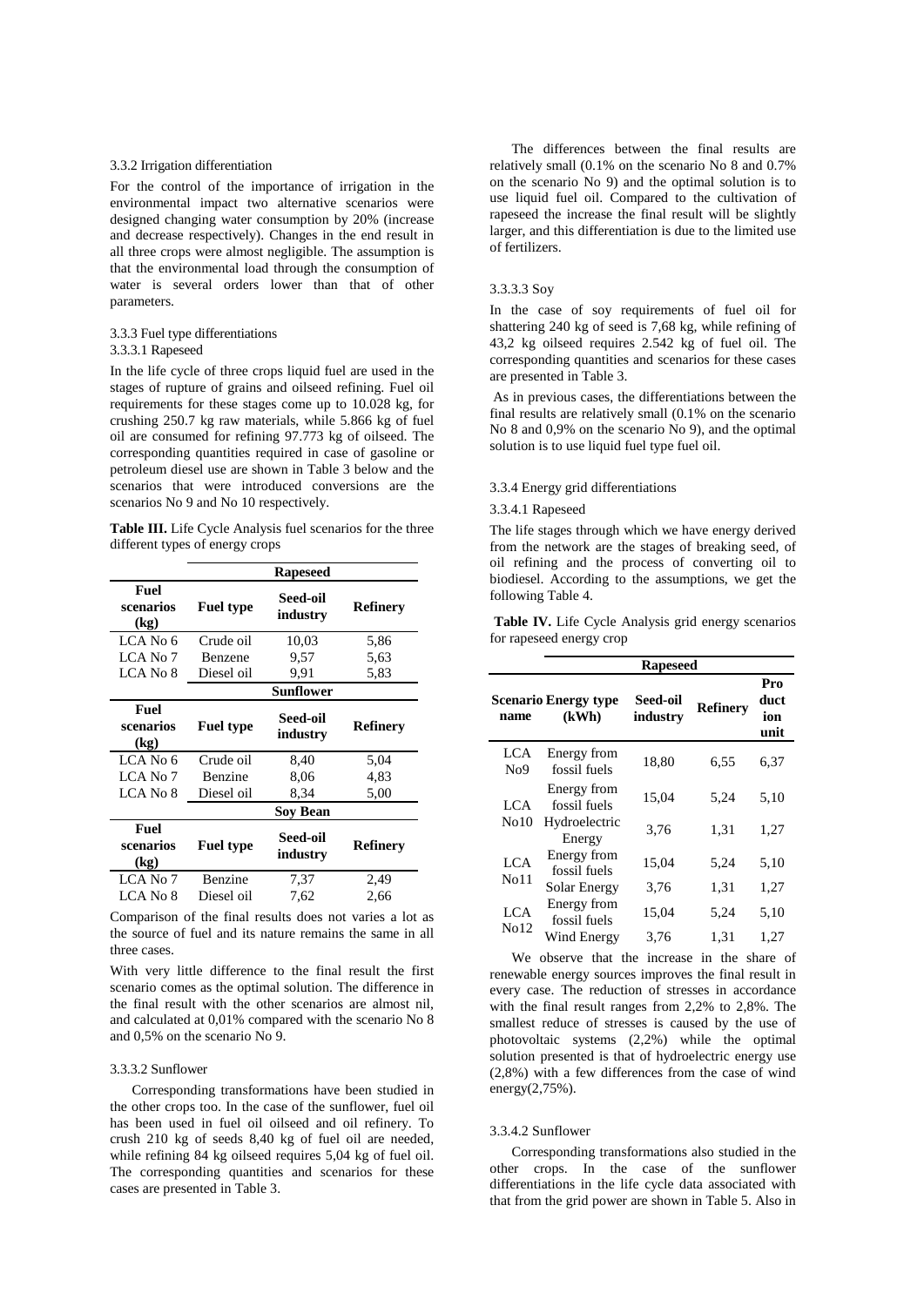### 3.3.2 Irrigation differentiation

For the control of the importance of irrigation in the environmental impact two alternative scenarios were designed changing water consumption by 20% (increase and decrease respectively). Changes in the end result in all three crops were almost negligible. The assumption is that the environmental load through the consumption of water is several orders lower than that of other parameters.

### 3.3.3 Fuel type differentiations

#### 3.3.3.1 Rapeseed

In the life cycle of three crops liquid fuel are used in the stages of rupture of grains and oilseed refining. Fuel oil requirements for these stages come up to 10.028 kg, for crushing 250.7 kg raw materials, while 5.866 kg of fuel oil are consumed for refining 97.773 kg of oilseed. The corresponding quantities required in case of gasoline or petroleum diesel use are shown in Table 3 below and the scenarios that were introduced conversions are the scenarios No 9 and No 10 respectively.

**Table III.** Life Cycle Analysis fuel scenarios for the three different types of energy crops

| | | Rapeseed | |
|---|---|---|---|
| **Fuel scenarios (kg)** | **Fuel type** | **Seed-oil industry** | **Refinery** |
| LCA No 6 | Crude oil | 10,03 | 5,86 |
| LCA No 7 | Benzene | 9,57 | 5,63 |
| LCA No 8 | Diesel oil | 9,91 | 5,83 |
| | | **Sunflower** | |
| **Fuel scenarios (kg)** | **Fuel type** | **Seed-oil industry** | **Refinery** |
| LCA No 6 | Crude oil | 8,40 | 5,04 |
| LCA No 7 | Benzene | 8,06 | 4,83 |
| LCA No 8 | Diesel oil | 8,34 | 5,00 |
| | | **Soy Bean** | |
| **Fuel scenarios (kg)** | **Fuel type** | **Seed-oil industry** | **Refinery** |
| LCA No 7 | Benzene | 7,37 | 2,49 |
| LCA No 8 | Diesel oil | 7,62 | 2,66 |

Comparison of the final results does not varies a lot as the source of fuel and its nature remains the same in all three cases.

With very little difference to the final result the first scenario comes as the optimal solution. The difference in the final result with the other scenarios are almost nil, and calculated at 0,01% compared with the scenario No 8 and 0,5% on the scenario No 9.

#### 3.3.3.2 Sunflower

Corresponding transformations have been studied in the other crops too. In the case of the sunflower, fuel oil has been used in fuel oil oilseed and oil refinery. To crush 210 kg of seeds 8,40 kg of fuel oil are needed, while refining 84 kg oilseed requires 5,04 kg of fuel oil. The corresponding quantities and scenarios for these cases are presented in Table 3.

The differences between the final results are relatively small (0.1% on the scenario No 8 and 0.7% on the scenario No 9) and the optimal solution is to use liquid fuel oil. Compared to the cultivation of rapeseed the increase the final result will be slightly larger, and this differentiation is due to the limited use of fertilizers.

#### 3.3.3.3 Soy

In the case of soy requirements of fuel oil for shattering 240 kg of seed is 7,68 kg, while refining of 43,2 kg oilseed requires 2.542 kg of fuel oil. The corresponding quantities and scenarios for these cases are presented in Table 3.

As in previous cases, the differentiations between the final results are relatively small (0.1% on the scenario No 8 and 0,9% on the scenario No 9), and the optimal solution is to use liquid fuel type fuel oil.

### 3.3.4 Energy grid differentiations

#### 3.3.4.1 Rapeseed

The life stages through which we have energy derived from the network are the stages of breaking seed, of oil refining and the process of converting oil to biodiesel. According to the assumptions, we get the following Table 4.

**Table IV.** Life Cycle Analysis grid energy scenarios for rapeseed energy crop

| | | Rapeseed | | |
|---|---|---|---|---|
| **Scenario name** | **Energy type (kWh)** | **Seed-oil industry** | **Refinery** | **Production unit** |
| LCA No9 | Energy from fossil fuels | 18,80 | 6,55 | 6,37 |
| LCA No10 | Energy from fossil fuels | 15,04 | 5,24 | 5,10 |
| | Hydroelectric Energy | 3,76 | 1,31 | 1,27 |
| LCA No11 | Energy from fossil fuels | 15,04 | 5,24 | 5,10 |
| | Solar Energy | 3,76 | 1,31 | 1,27 |
| LCA No12 | Energy from fossil fuels | 15,04 | 5,24 | 5,10 |
| | Wind Energy | 3,76 | 1,31 | 1,27 |

We observe that the increase in the share of renewable energy sources improves the final result in every case. The reduction of stresses in accordance with the final result ranges from 2,2% to 2,8%. The smallest reduce of stresses is caused by the use of photovoltaic systems (2,2%) while the optimal solution presented is that of hydroelectric energy use (2,8%) with a few differences from the case of wind energy(2,75%).

#### 3.3.4.2 Sunflower

Corresponding transformations also studied in the other crops. In the case of the sunflower differentiations in the life cycle data associated with that from the grid power are shown in Table 5. Also in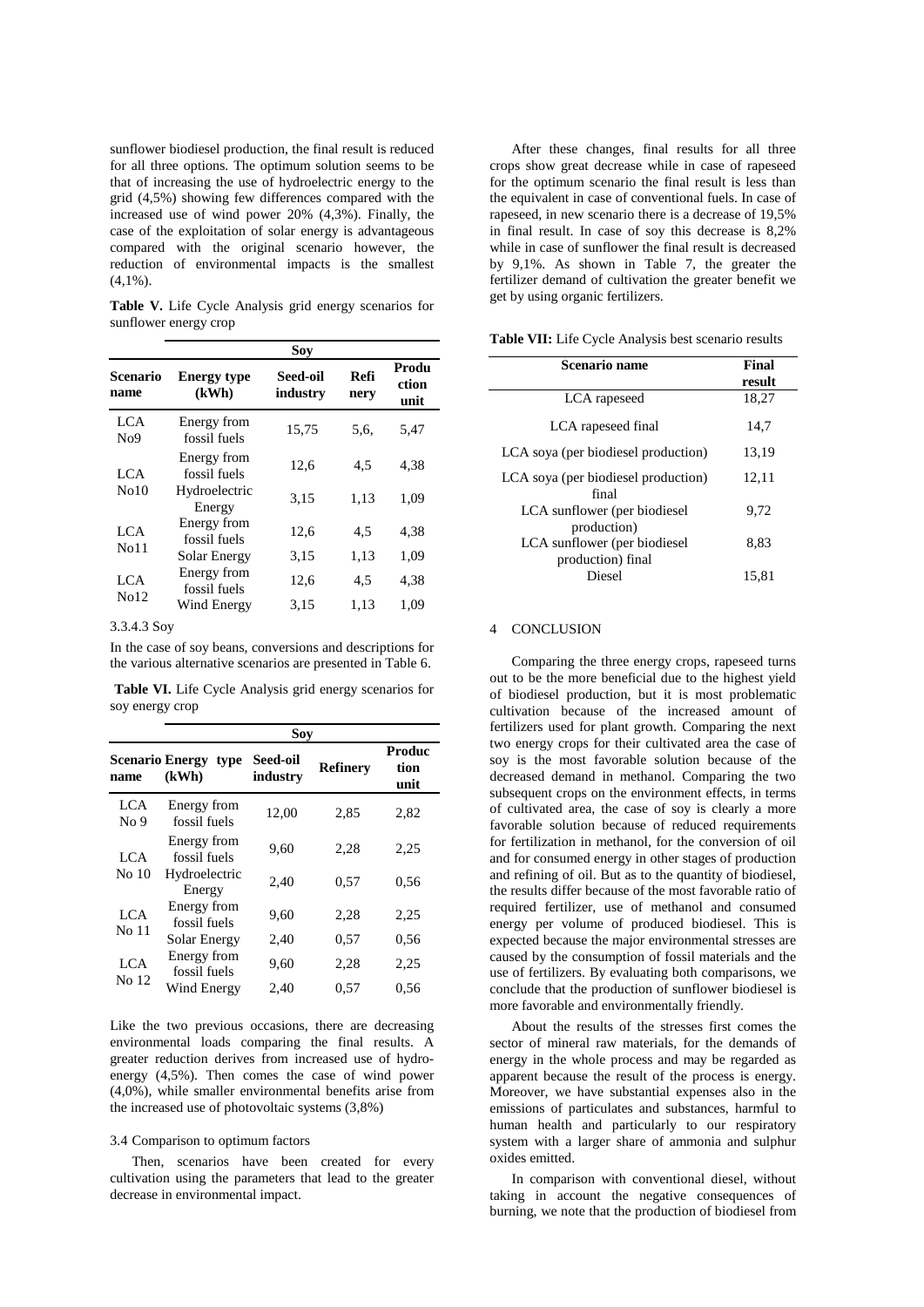sunflower biodiesel production, the final result is reduced for all three options. The optimum solution seems to be that of increasing the use of hydroelectric energy to the grid (4,5%) showing few differences compared with the increased use of wind power 20% (4,3%). Finally, the case of the exploitation of solar energy is advantageous compared with the original scenario however, the reduction of environmental impacts is the smallest (4,1%).

**Table V.** Life Cycle Analysis grid energy scenarios for sunflower energy crop

| | | Soy | | |
|---|---|---|---|---|
| **Scenario name** | **Energy type (kWh)** | **Seed-oil industry** | **Refinery** | **Production unit** |
| LCA No9 | Energy from fossil fuels | 15,75 | 5,6, | 5,47 |
| LCA No10 | Energy from fossil fuels | 12,6 | 4,5 | 4,38 |
| | Hydroelectric Energy | 3,15 | 1,13 | 1,09 |
| LCA No11 | Energy from fossil fuels | 12,6 | 4,5 | 4,38 |
| | Solar Energy | 3,15 | 1,13 | 1,09 |
| LCA No12 | Energy from fossil fuels | 12,6 | 4,5 | 4,38 |
| | Wind Energy | 3,15 | 1,13 | 1,09 |

3.3.4.3 Soy

In the case of soy beans, conversions and descriptions for the various alternative scenarios are presented in Table 6.

**Table VI.** Life Cycle Analysis grid energy scenarios for soy energy crop

| | | Soy | | |
|---|---|---|---|---|
| **Scenario name** | **Energy type (kWh)** | **Seed-oil industry** | **Refinery** | **Production unit** |
| LCA No 9 | Energy from fossil fuels | 12,00 | 2,85 | 2,82 |
| LCA No 10 | Energy from fossil fuels | 9,60 | 2,28 | 2,25 |
| | Hydroelectric Energy | 2,40 | 0,57 | 0,56 |
| LCA No 11 | Energy from fossil fuels | 9,60 | 2,28 | 2,25 |
| | Solar Energy | 2,40 | 0,57 | 0,56 |
| LCA No 12 | Energy from fossil fuels | 9,60 | 2,28 | 2,25 |
| | Wind Energy | 2,40 | 0,57 | 0,56 |

Like the two previous occasions, there are decreasing environmental loads comparing the final results. A greater reduction derives from increased use of hydro-energy (4,5%). Then comes the case of wind power (4,0%), while smaller environmental benefits arise from the increased use of photovoltaic systems (3,8%)

### 3.4 Comparison to optimum factors

Then, scenarios have been created for every cultivation using the parameters that lead to the greater decrease in environmental impact.

After these changes, final results for all three crops show great decrease while in case of rapeseed for the optimum scenario the final result is less than the equivalent in case of conventional fuels. In case of rapeseed, in new scenario there is a decrease of 19,5% in final result. In case of soy this decrease is 8,2% while in case of sunflower the final result is decreased by 9,1%. As shown in Table 7, the greater the fertilizer demand of cultivation the greater benefit we get by using organic fertilizers.

**Table VII:** Life Cycle Analysis best scenario results

| Scenario name | Final result |
|---|---|
| LCA rapeseed | 18,27 |
| LCA rapeseed final | 14,7 |
| LCA soya (per biodiesel production) | 13,19 |
| LCA soya (per biodiesel production) final | 12,11 |
| LCA sunflower (per biodiesel production) | 9,72 |
| LCA sunflower (per biodiesel production) final | 8,83 |
| Diesel | 15,81 |

## 4 CONCLUSION

Comparing the three energy crops, rapeseed turns out to be the more beneficial due to the highest yield of biodiesel production, but it is most problematic cultivation because of the increased amount of fertilizers used for plant growth. Comparing the next two energy crops for their cultivated area the case of soy is the most favorable solution because of the decreased demand in methanol. Comparing the two subsequent crops on the environment effects, in terms of cultivated area, the case of soy is clearly a more favorable solution because of reduced requirements for fertilization in methanol, for the conversion of oil and for consumed energy in other stages of production and refining of oil. But as to the quantity of biodiesel, the results differ because of the most favorable ratio of required fertilizer, use of methanol and consumed energy per volume of produced biodiesel. This is expected because the major environmental stresses are caused by the consumption of fossil materials and the use of fertilizers. By evaluating both comparisons, we conclude that the production of sunflower biodiesel is more favorable and environmentally friendly.

About the results of the stresses first comes the sector of mineral raw materials, for the demands of energy in the whole process and may be regarded as apparent because the result of the process is energy. Moreover, we have substantial expenses also in the emissions of particulates and substances, harmful to human health and particularly to our respiratory system with a larger share of ammonia and sulphur oxides emitted.

In comparison with conventional diesel, without taking in account the negative consequences of burning, we note that the production of biodiesel from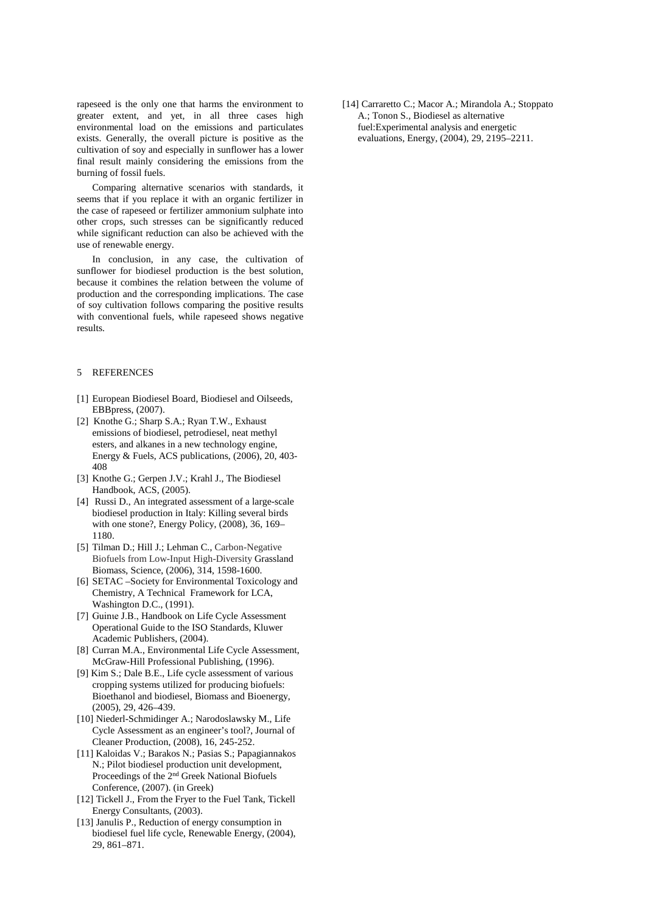rapeseed is the only one that harms the environment to greater extent, and yet, in all three cases high environmental load on the emissions and particulates exists. Generally, the overall picture is positive as the cultivation of soy and especially in sunflower has a lower final result mainly considering the emissions from the burning of fossil fuels.

Comparing alternative scenarios with standards, it seems that if you replace it with an organic fertilizer in the case of rapeseed or fertilizer ammonium sulphate into other crops, such stresses can be significantly reduced while significant reduction can also be achieved with the use of renewable energy.

In conclusion, in any case, the cultivation of sunflower for biodiesel production is the best solution, because it combines the relation between the volume of production and the corresponding implications. The case of soy cultivation follows comparing the positive results with conventional fuels, while rapeseed shows negative results.

## 5 REFERENCES

[1] European Biodiesel Board, Biodiesel and Oilseeds, EBBpress, (2007).

[2] Knothe G.; Sharp S.A.; Ryan T.W., Exhaust emissions of biodiesel, petrodiesel, neat methyl esters, and alkanes in a new technology engine, Energy & Fuels, ACS publications, (2006), 20, 403-408

[3] Knothe G.; Gerpen J.V.; Krahl J., The Biodiesel Handbook, ACS, (2005).

[4] Russi D., An integrated assessment of a large-scale biodiesel production in Italy: Killing several birds with one stone?, Energy Policy, (2008), 36, 169–1180.

[5] Tilman D.; Hill J.; Lehman C., Carbon-Negative Biofuels from Low-Input High-Diversity Grassland Biomass, Science, (2006), 314, 1598-1600.

[6] SETAC –Society for Environmental Toxicology and Chemistry, A Technical Framework for LCA, Washington D.C., (1991).

[7] Guine J.B., Handbook on Life Cycle Assessment Operational Guide to the ISO Standards, Kluwer Academic Publishers, (2004).

[8] Curran M.A., Environmental Life Cycle Assessment, McGraw-Hill Professional Publishing, (1996).

[9] Kim S.; Dale B.E., Life cycle assessment of various cropping systems utilized for producing biofuels: Bioethanol and biodiesel, Biomass and Bioenergy, (2005), 29, 426–439.

[10] Niederl-Schmidinger A.; Narodoslawsky M., Life Cycle Assessment as an engineer's tool?, Journal of Cleaner Production, (2008), 16, 245-252.

[11] Kaloidas V.; Barakos N.; Pasias S.; Papagiannakos N.; Pilot biodiesel production unit development, Proceedings of the 2nd Greek National Biofuels Conference, (2007). (in Greek)

[12] Tickell J., From the Fryer to the Fuel Tank, Tickell Energy Consultants, (2003).

[13] Janulis P., Reduction of energy consumption in biodiesel fuel life cycle, Renewable Energy, (2004), 29, 861–871.

[14] Carraretto C.; Macor A.; Mirandola A.; Stoppato A.; Tonon S., Biodiesel as alternative fuel:Experimental analysis and energetic evaluations, Energy, (2004), 29, 2195–2211.